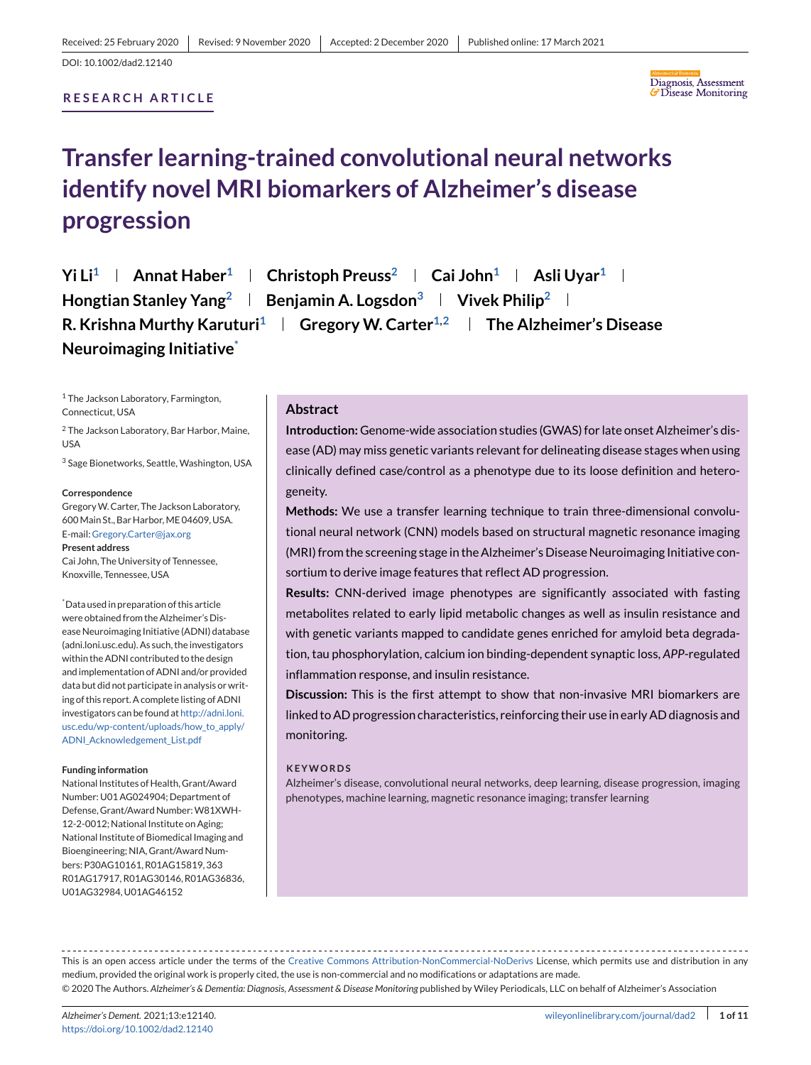Received: 25 February 2020 | Revised: 9 November 2020 | Accepted: 2 December 2020 | Published online: 17 March 2021

DOI: 10.1002/dad2.12140

RESEARCH ARTICLE

# Transfer learning-trained convolutional neural networks identify novel MRI biomarkers of Alzheimer's disease progression

**Yi Li[1] | Annat Haber[1] | Christoph Preuss[2] | Cai John[1] | Asli Uyar[1] | Hongtian Stanley Yang[2] | Benjamin A. Logsdon[3] | Vivek Philip[2] | R. Krishna Murthy Karuturi[1] | Gregory W. Carter[1,2] | The Alzheimer's Disease Neuroimaging Initiative[*]**

[1] The Jackson Laboratory, Farmington, Connecticut, USA

[2] The Jackson Laboratory, Bar Harbor, Maine, USA

[3] Sage Bionetworks, Seattle, Washington, USA

**Correspondence**
Gregory W. Carter, The Jackson Laboratory, 600 Main St., Bar Harbor, ME 04609, USA.
E-mail: Gregory.Carter@jax.org

**Present address**
Cai John, The University of Tennessee, Knoxville, Tennessee, USA

[*]Data used in preparation of this article were obtained from the Alzheimer's Disease Neuroimaging Initiative (ADNI) database (adni.loni.usc.edu). As such, the investigators within the ADNI contributed to the design and implementation of ADNI and/or provided data but did not participate in analysis or writing of this report. A complete listing of ADNI investigators can be found at http://adni.loni.usc.edu/wp-content/uploads/how_to_apply/ADNI_Acknowledgement_List.pdf

**Funding information**
National Institutes of Health, Grant/Award Number: U01 AG024904; Department of Defense, Grant/Award Number: W81XWH-12-2-0012; National Institute on Aging; National Institute of Biomedical Imaging and Bioengineering; NIA, Grant/Award Numbers: P30AG10161, R01AG15819, 363 R01AG17917, R01AG30146, R01AG36836, U01AG32984, U01AG46152

## Abstract

**Introduction:** Genome-wide association studies (GWAS) for late onset Alzheimer's disease (AD) may miss genetic variants relevant for delineating disease stages when using clinically defined case/control as a phenotype due to its loose definition and heterogeneity.

**Methods:** We use a transfer learning technique to train three-dimensional convolutional neural network (CNN) models based on structural magnetic resonance imaging (MRI) from the screening stage in the Alzheimer's Disease Neuroimaging Initiative consortium to derive image features that reflect AD progression.

**Results:** CNN-derived image phenotypes are significantly associated with fasting metabolites related to early lipid metabolic changes as well as insulin resistance and with genetic variants mapped to candidate genes enriched for amyloid beta degradation, tau phosphorylation, calcium ion binding-dependent synaptic loss, *APP*-regulated inflammation response, and insulin resistance.

**Discussion:** This is the first attempt to show that non-invasive MRI biomarkers are linked to AD progression characteristics, reinforcing their use in early AD diagnosis and monitoring.

**KEYWORDS**
Alzheimer's disease, convolutional neural networks, deep learning, disease progression, imaging phenotypes, machine learning, magnetic resonance imaging; transfer learning

This is an open access article under the terms of the Creative Commons Attribution-NonCommercial-NoDerivs License, which permits use and distribution in any medium, provided the original work is properly cited, the use is non-commercial and no modifications or adaptations are made.
© 2020 The Authors. *Alzheimer's & Dementia: Diagnosis, Assessment & Disease Monitoring* published by Wiley Periodicals, LLC on behalf of Alzheimer's Association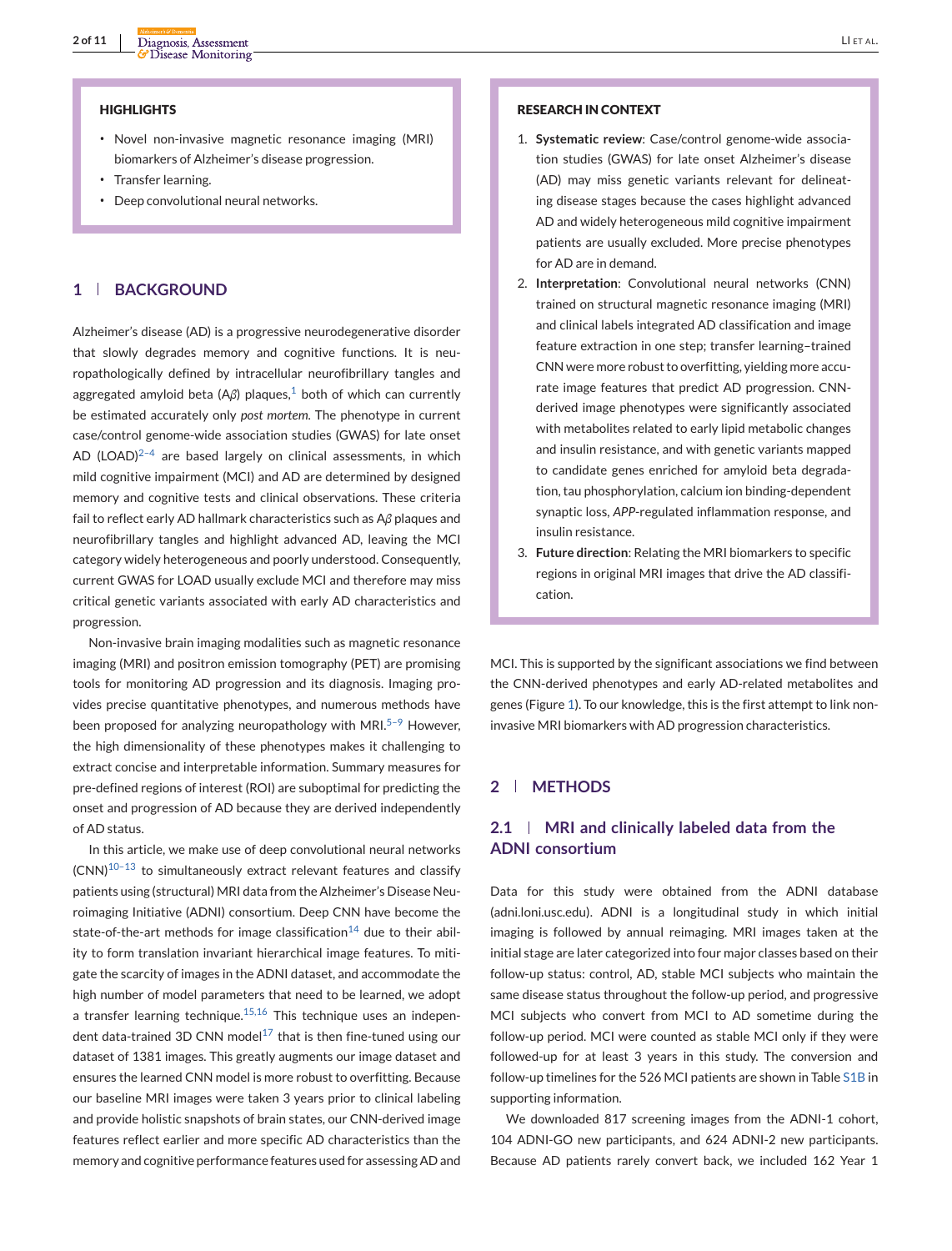**HIGHLIGHTS**

- Novel non-invasive magnetic resonance imaging (MRI) biomarkers of Alzheimer's disease progression.
- Transfer learning.
- Deep convolutional neural networks.

**RESEARCH IN CONTEXT**

1. **Systematic review**: Case/control genome-wide association studies (GWAS) for late onset Alzheimer's disease (AD) may miss genetic variants relevant for delineating disease stages because the cases highlight advanced AD and widely heterogeneous mild cognitive impairment patients are usually excluded. More precise phenotypes for AD are in demand.
2. **Interpretation**: Convolutional neural networks (CNN) trained on structural magnetic resonance imaging (MRI) and clinical labels integrated AD classification and image feature extraction in one step; transfer learning–trained CNN were more robust to overfitting, yielding more accurate image features that predict AD progression. CNN-derived image phenotypes were significantly associated with metabolites related to early lipid metabolic changes and insulin resistance, and with genetic variants mapped to candidate genes enriched for amyloid beta degradation, tau phosphorylation, calcium ion binding-dependent synaptic loss, *APP*-regulated inflammation response, and insulin resistance.
3. **Future direction**: Relating the MRI biomarkers to specific regions in original MRI images that drive the AD classification.

## 1 | BACKGROUND

Alzheimer's disease (AD) is a progressive neurodegenerative disorder that slowly degrades memory and cognitive functions. It is neuropathologically defined by intracellular neurofibrillary tangles and aggregated amyloid beta (A$\beta$) plaques,[1] both of which can currently be estimated accurately only *post mortem.* The phenotype in current case/control genome-wide association studies (GWAS) for late onset AD (LOAD)[2–4] are based largely on clinical assessments, in which mild cognitive impairment (MCI) and AD are determined by designed memory and cognitive tests and clinical observations. These criteria fail to reflect early AD hallmark characteristics such as A$\beta$ plaques and neurofibrillary tangles and highlight advanced AD, leaving the MCI category widely heterogeneous and poorly understood. Consequently, current GWAS for LOAD usually exclude MCI and therefore may miss critical genetic variants associated with early AD characteristics and progression.

Non-invasive brain imaging modalities such as magnetic resonance imaging (MRI) and positron emission tomography (PET) are promising tools for monitoring AD progression and its diagnosis. Imaging provides precise quantitative phenotypes, and numerous methods have been proposed for analyzing neuropathology with MRI.[5–9] However, the high dimensionality of these phenotypes makes it challenging to extract concise and interpretable information. Summary measures for pre-defined regions of interest (ROI) are suboptimal for predicting the onset and progression of AD because they are derived independently of AD status.

In this article, we make use of deep convolutional neural networks (CNN)[10–13] to simultaneously extract relevant features and classify patients using (structural) MRI data from the Alzheimer's Disease Neuroimaging Initiative (ADNI) consortium. Deep CNN have become the state-of-the-art methods for image classification[14] due to their ability to form translation invariant hierarchical image features. To mitigate the scarcity of images in the ADNI dataset, and accommodate the high number of model parameters that need to be learned, we adopt a transfer learning technique.[15,16] This technique uses an independent data-trained 3D CNN model[17] that is then fine-tuned using our dataset of 1381 images. This greatly augments our image dataset and ensures the learned CNN model is more robust to overfitting. Because our baseline MRI images were taken 3 years prior to clinical labeling and provide holistic snapshots of brain states, our CNN-derived image features reflect earlier and more specific AD characteristics than the memory and cognitive performance features used for assessing AD and MCI. This is supported by the significant associations we find between the CNN-derived phenotypes and early AD-related metabolites and genes (Figure 1). To our knowledge, this is the first attempt to link non-invasive MRI biomarkers with AD progression characteristics.

## 2 | METHODS

### 2.1 | MRI and clinically labeled data from the ADNI consortium

Data for this study were obtained from the ADNI database (adni.loni.usc.edu). ADNI is a longitudinal study in which initial imaging is followed by annual reimaging. MRI images taken at the initial stage are later categorized into four major classes based on their follow-up status: control, AD, stable MCI subjects who maintain the same disease status throughout the follow-up period, and progressive MCI subjects who convert from MCI to AD sometime during the follow-up period. MCI were counted as stable MCI only if they were followed-up for at least 3 years in this study. The conversion and follow-up timelines for the 526 MCI patients are shown in Table S1B in supporting information.

We downloaded 817 screening images from the ADNI-1 cohort, 104 ADNI-GO new participants, and 624 ADNI-2 new participants. Because AD patients rarely convert back, we included 162 Year 1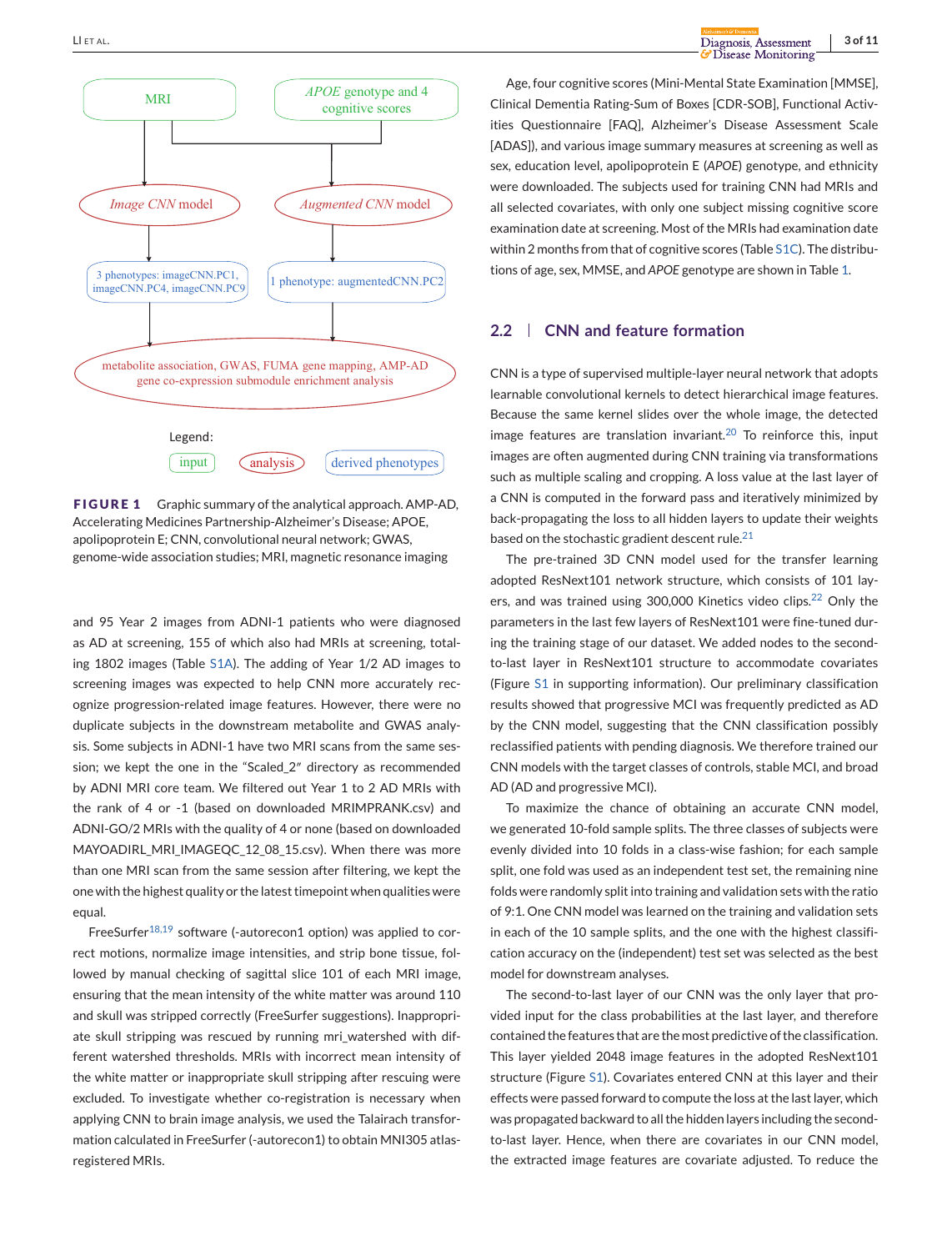MRI

*APOE* genotype and 4 cognitive scores

*Image CNN* model

*Augmented CNN* model

3 phenotypes: imageCNN.PC1, imageCNN.PC4, imageCNN.PC9

1 phenotype: augmentedCNN.PC2

metabolite association, GWAS, FUMA gene mapping, AMP-AD gene co-expression submodule enrichment analysis

Legend: input | analysis | derived phenotypes

**FIGURE 1** Graphic summary of the analytical approach. AMP-AD, Accelerating Medicines Partnership-Alzheimer's Disease; APOE, apolipoprotein E; CNN, convolutional neural network; GWAS, genome-wide association studies; MRI, magnetic resonance imaging

and 95 Year 2 images from ADNI-1 patients who were diagnosed as AD at screening, 155 of which also had MRIs at screening, totaling 1802 images (Table S1A). The adding of Year 1/2 AD images to screening images was expected to help CNN more accurately recognize progression-related image features. However, there were no duplicate subjects in the downstream metabolite and GWAS analysis. Some subjects in ADNI-1 have two MRI scans from the same session; we kept the one in the "Scaled_2" directory as recommended by ADNI MRI core team. We filtered out Year 1 to 2 AD MRIs with the rank of 4 or -1 (based on downloaded MRIMPRANK.csv) and ADNI-GO/2 MRIs with the quality of 4 or none (based on downloaded MAYOADIRL_MRI_IMAGEQC_12_08_15.csv). When there was more than one MRI scan from the same session after filtering, we kept the one with the highest quality or the latest timepoint when qualities were equal.

FreeSurfer[18,19] software (-autorecon1 option) was applied to correct motions, normalize image intensities, and strip bone tissue, followed by manual checking of sagittal slice 101 of each MRI image, ensuring that the mean intensity of the white matter was around 110 and skull was stripped correctly (FreeSurfer suggestions). Inappropriate skull stripping was rescued by running mri_watershed with different watershed thresholds. MRIs with incorrect mean intensity of the white matter or inappropriate skull stripping after rescuing were excluded. To investigate whether co-registration is necessary when applying CNN to brain image analysis, we used the Talairach transformation calculated in FreeSurfer (-autorecon1) to obtain MNI305 atlas-registered MRIs.

Age, four cognitive scores (Mini-Mental State Examination [MMSE], Clinical Dementia Rating-Sum of Boxes [CDR-SOB], Functional Activities Questionnaire [FAQ], Alzheimer's Disease Assessment Scale [ADAS]), and various image summary measures at screening as well as sex, education level, apolipoprotein E (*APOE*) genotype, and ethnicity were downloaded. The subjects used for training CNN had MRIs and all selected covariates, with only one subject missing cognitive score examination date at screening. Most of the MRIs had examination date within 2 months from that of cognitive scores (Table S1C). The distributions of age, sex, MMSE, and *APOE* genotype are shown in Table 1.

## 2.2 | CNN and feature formation

CNN is a type of supervised multiple-layer neural network that adopts learnable convolutional kernels to detect hierarchical image features. Because the same kernel slides over the whole image, the detected image features are translation invariant.[20] To reinforce this, input images are often augmented during CNN training via transformations such as multiple scaling and cropping. A loss value at the last layer of a CNN is computed in the forward pass and iteratively minimized by back-propagating the loss to all hidden layers to update their weights based on the stochastic gradient descent rule.[21]

The pre-trained 3D CNN model used for the transfer learning adopted ResNext101 network structure, which consists of 101 layers, and was trained using 300,000 Kinetics video clips.[22] Only the parameters in the last few layers of ResNext101 were fine-tuned during the training stage of our dataset. We added nodes to the second-to-last layer in ResNext101 structure to accommodate covariates (Figure S1 in supporting information). Our preliminary classification results showed that progressive MCI was frequently predicted as AD by the CNN model, suggesting that the CNN classification possibly reclassified patients with pending diagnosis. We therefore trained our CNN models with the target classes of controls, stable MCI, and broad AD (AD and progressive MCI).

To maximize the chance of obtaining an accurate CNN model, we generated 10-fold sample splits. The three classes of subjects were evenly divided into 10 folds in a class-wise fashion; for each sample split, one fold was used as an independent test set, the remaining nine folds were randomly split into training and validation sets with the ratio of 9:1. One CNN model was learned on the training and validation sets in each of the 10 sample splits, and the one with the highest classification accuracy on the (independent) test set was selected as the best model for downstream analyses.

The second-to-last layer of our CNN was the only layer that provided input for the class probabilities at the last layer, and therefore contained the features that are the most predictive of the classification. This layer yielded 2048 image features in the adopted ResNext101 structure (Figure S1). Covariates entered CNN at this layer and their effects were passed forward to compute the loss at the last layer, which was propagated backward to all the hidden layers including the second-to-last layer. Hence, when there are covariates in our CNN model, the extracted image features are covariate adjusted. To reduce the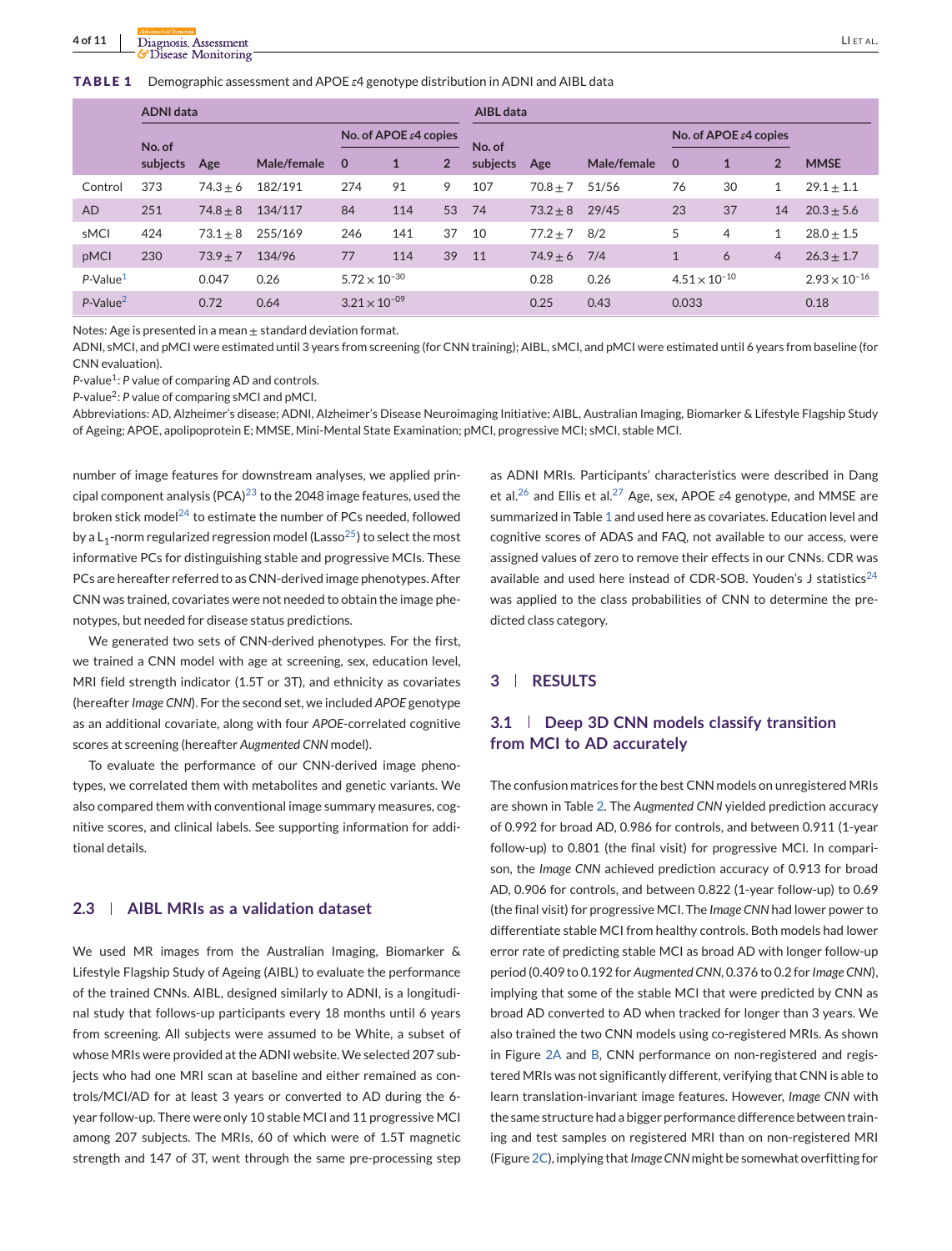**TABLE 1** Demographic assessment and APOE ε4 genotype distribution in ADNI and AIBL data

| | ADNI data | | | | | | AIBL data | | | | | | |
|---|---|---|---|---|---|---|---|---|---|---|---|---|---|
| | | | | No. of APOE ε4 copies | | | | | | No. of APOE ε4 copies | | | |
| | No. of subjects | Age | Male/female | 0 | 1 | 2 | No. of subjects | Age | Male/female | 0 | 1 | 2 | MMSE |
| Control | 373 | $74.3 \pm 6$ | 182/191 | 274 | 91 | 9 | 107 | $70.8 \pm 7$ | 51/56 | 76 | 30 | 1 | $29.1 \pm 1.1$ |
| AD | 251 | $74.8 \pm 8$ | 134/117 | 84 | 114 | 53 | 74 | $73.2 \pm 8$ | 29/45 | 23 | 37 | 14 | $20.3 \pm 5.6$ |
| sMCI | 424 | $73.1 \pm 8$ | 255/169 | 246 | 141 | 37 | 10 | $77.2 \pm 7$ | 8/2 | 5 | 4 | 1 | $28.0 \pm 1.5$ |
| pMCI | 230 | $73.9 \pm 7$ | 134/96 | 77 | 114 | 39 | 11 | $74.9 \pm 6$ | 7/4 | 1 | 6 | 4 | $26.3 \pm 1.7$ |
| *P*-Value[1] | | 0.047 | 0.26 | $5.72 \times 10^{-30}$ | | | | 0.28 | 0.26 | $4.51 \times 10^{-10}$ | | | $2.93 \times 10^{-16}$ |
| *P*-Value[2] | | 0.72 | 0.64 | $3.21 \times 10^{-09}$ | | | | 0.25 | 0.43 | 0.033 | | | 0.18 |

Notes: Age is presented in a mean ± standard deviation format.

ADNI, sMCI, and pMCI were estimated until 3 years from screening (for CNN training); AIBL, sMCI, and pMCI were estimated until 6 years from baseline (for CNN evaluation).

*P*-value[1]: *P* value of comparing AD and controls.

*P*-value[2]: *P* value of comparing sMCI and pMCI.

Abbreviations: AD, Alzheimer's disease; ADNI, Alzheimer's Disease Neuroimaging Initiative; AIBL, Australian Imaging, Biomarker & Lifestyle Flagship Study of Ageing; APOE, apolipoprotein E; MMSE, Mini-Mental State Examination; pMCI, progressive MCI; sMCI, stable MCI.

number of image features for downstream analyses, we applied principal component analysis (PCA)[23] to the 2048 image features, used the broken stick model[24] to estimate the number of PCs needed, followed by a $L_1$-norm regularized regression model (Lasso[25]) to select the most informative PCs for distinguishing stable and progressive MCIs. These PCs are hereafter referred to as CNN-derived image phenotypes. After CNN was trained, covariates were not needed to obtain the image phenotypes, but needed for disease status predictions.

We generated two sets of CNN-derived phenotypes. For the first, we trained a CNN model with age at screening, sex, education level, MRI field strength indicator (1.5T or 3T), and ethnicity as covariates (hereafter *Image CNN*). For the second set, we included *APOE* genotype as an additional covariate, along with four *APOE*-correlated cognitive scores at screening (hereafter *Augmented CNN* model).

To evaluate the performance of our CNN-derived image phenotypes, we correlated them with metabolites and genetic variants. We also compared them with conventional image summary measures, cognitive scores, and clinical labels. See supporting information for additional details.

## 2.3 | AIBL MRIs as a validation dataset

We used MR images from the Australian Imaging, Biomarker & Lifestyle Flagship Study of Ageing (AIBL) to evaluate the performance of the trained CNNs. AIBL, designed similarly to ADNI, is a longitudinal study that follows-up participants every 18 months until 6 years from screening. All subjects were assumed to be White, a subset of whose MRIs were provided at the ADNI website. We selected 207 subjects who had one MRI scan at baseline and either remained as controls/MCI/AD for at least 3 years or converted to AD during the 6-year follow-up. There were only 10 stable MCI and 11 progressive MCI among 207 subjects. The MRIs, 60 of which were of 1.5T magnetic strength and 147 of 3T, went through the same pre-processing step as ADNI MRIs. Participants' characteristics were described in Dang et al.[26] and Ellis et al.[27] Age, sex, APOE ε4 genotype, and MMSE are summarized in Table 1 and used here as covariates. Education level and cognitive scores of ADAS and FAQ, not available to our access, were assigned values of zero to remove their effects in our CNNs. CDR was available and used here instead of CDR-SOB. Youden's J statistics[24] was applied to the class probabilities of CNN to determine the predicted class category.

# 3 | RESULTS

## 3.1 | Deep 3D CNN models classify transition from MCI to AD accurately

The confusion matrices for the best CNN models on unregistered MRIs are shown in Table 2. The *Augmented CNN* yielded prediction accuracy of 0.992 for broad AD, 0.986 for controls, and between 0.911 (1-year follow-up) to 0.801 (the final visit) for progressive MCI. In comparison, the *Image CNN* achieved prediction accuracy of 0.913 for broad AD, 0.906 for controls, and between 0.822 (1-year follow-up) to 0.69 (the final visit) for progressive MCI. The *Image CNN* had lower power to differentiate stable MCI from healthy controls. Both models had lower error rate of predicting stable MCI as broad AD with longer follow-up period (0.409 to 0.192 for *Augmented CNN*, 0.376 to 0.2 for *Image CNN*), implying that some of the stable MCI that were predicted by CNN as broad AD converted to AD when tracked for longer than 3 years. We also trained the two CNN models using co-registered MRIs. As shown in Figure 2A and B, CNN performance on non-registered and registered MRIs was not significantly different, verifying that CNN is able to learn translation-invariant image features. However, *Image CNN* with the same structure had a bigger performance difference between training and test samples on registered MRI than on non-registered MRI (Figure 2C), implying that *Image CNN* might be somewhat overfitting for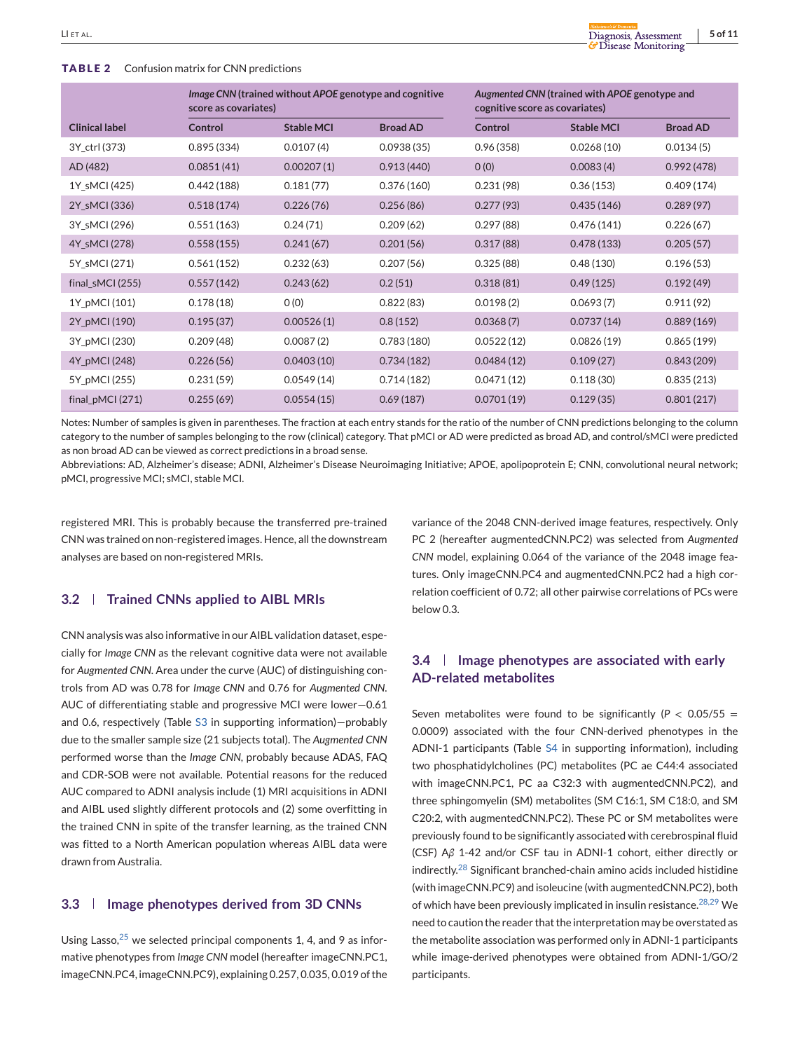**TABLE 2** Confusion matrix for CNN predictions

| | *Image CNN* (trained without *APOE* genotype and cognitive score as covariates) | | | *Augmented CNN* (trained with *APOE* genotype and cognitive score as covariates) | | |
|---|---|---|---|---|---|---|
| **Clinical label** | **Control** | **Stable MCI** | **Broad AD** | **Control** | **Stable MCI** | **Broad AD** |
| 3Y_ctrl (373) | 0.895 (334) | 0.0107 (4) | 0.0938 (35) | 0.96 (358) | 0.0268 (10) | 0.0134 (5) |
| AD (482) | 0.0851 (41) | 0.00207 (1) | 0.913 (440) | 0 (0) | 0.0083 (4) | 0.992 (478) |
| 1Y_sMCI (425) | 0.442 (188) | 0.181 (77) | 0.376 (160) | 0.231 (98) | 0.36 (153) | 0.409 (174) |
| 2Y_sMCI (336) | 0.518 (174) | 0.226 (76) | 0.256 (86) | 0.277 (93) | 0.435 (146) | 0.289 (97) |
| 3Y_sMCI (296) | 0.551 (163) | 0.24 (71) | 0.209 (62) | 0.297 (88) | 0.476 (141) | 0.226 (67) |
| 4Y_sMCI (278) | 0.558 (155) | 0.241 (67) | 0.201 (56) | 0.317 (88) | 0.478 (133) | 0.205 (57) |
| 5Y_sMCI (271) | 0.561 (152) | 0.232 (63) | 0.207 (56) | 0.325 (88) | 0.48 (130) | 0.196 (53) |
| final_sMCI (255) | 0.557 (142) | 0.243 (62) | 0.2 (51) | 0.318 (81) | 0.49 (125) | 0.192 (49) |
| 1Y_pMCI (101) | 0.178 (18) | 0 (0) | 0.822 (83) | 0.0198 (2) | 0.0693 (7) | 0.911 (92) |
| 2Y_pMCI (190) | 0.195 (37) | 0.00526 (1) | 0.8 (152) | 0.0368 (7) | 0.0737 (14) | 0.889 (169) |
| 3Y_pMCI (230) | 0.209 (48) | 0.0087 (2) | 0.783 (180) | 0.0522 (12) | 0.0826 (19) | 0.865 (199) |
| 4Y_pMCI (248) | 0.226 (56) | 0.0403 (10) | 0.734 (182) | 0.0484 (12) | 0.109 (27) | 0.843 (209) |
| 5Y_pMCI (255) | 0.231 (59) | 0.0549 (14) | 0.714 (182) | 0.0471 (12) | 0.118 (30) | 0.835 (213) |
| final_pMCI (271) | 0.255 (69) | 0.0554 (15) | 0.69 (187) | 0.0701 (19) | 0.129 (35) | 0.801 (217) |

Notes: Number of samples is given in parentheses. The fraction at each entry stands for the ratio of the number of CNN predictions belonging to the column category to the number of samples belonging to the row (clinical) category. That pMCI or AD were predicted as broad AD, and control/sMCI were predicted as non broad AD can be viewed as correct predictions in a broad sense.

Abbreviations: AD, Alzheimer's disease; ADNI, Alzheimer's Disease Neuroimaging Initiative; APOE, apolipoprotein E; CNN, convolutional neural network; pMCI, progressive MCI; sMCI, stable MCI.

registered MRI. This is probably because the transferred pre-trained CNN was trained on non-registered images. Hence, all the downstream analyses are based on non-registered MRIs.

### 3.2 | Trained CNNs applied to AIBL MRIs

CNN analysis was also informative in our AIBL validation dataset, especially for *Image CNN* as the relevant cognitive data were not available for *Augmented CNN*. Area under the curve (AUC) of distinguishing controls from AD was 0.78 for *Image CNN* and 0.76 for *Augmented CNN*. AUC of differentiating stable and progressive MCI were lower—0.61 and 0.6, respectively (Table S3 in supporting information)—probably due to the smaller sample size (21 subjects total). The *Augmented CNN* performed worse than the *Image CNN*, probably because ADAS, FAQ and CDR-SOB were not available. Potential reasons for the reduced AUC compared to ADNI analysis include (1) MRI acquisitions in ADNI and AIBL used slightly different protocols and (2) some overfitting in the trained CNN in spite of the transfer learning, as the trained CNN was fitted to a North American population whereas AIBL data were drawn from Australia.

### 3.3 | Image phenotypes derived from 3D CNNs

Using Lasso,[25] we selected principal components 1, 4, and 9 as informative phenotypes from *Image CNN* model (hereafter imageCNN.PC1, imageCNN.PC4, imageCNN.PC9), explaining 0.257, 0.035, 0.019 of the variance of the 2048 CNN-derived image features, respectively. Only PC 2 (hereafter augmentedCNN.PC2) was selected from *Augmented CNN* model, explaining 0.064 of the variance of the 2048 image features. Only imageCNN.PC4 and augmentedCNN.PC2 had a high correlation coefficient of 0.72; all other pairwise correlations of PCs were below 0.3.

### 3.4 | Image phenotypes are associated with early AD-related metabolites

Seven metabolites were found to be significantly ($P < 0.05/55 = 0.0009$) associated with the four CNN-derived phenotypes in the ADNI-1 participants (Table S4 in supporting information), including two phosphatidylcholines (PC) metabolites (PC ae C44:4 associated with imageCNN.PC1, PC aa C32:3 with augmentedCNN.PC2), and three sphingomyelin (SM) metabolites (SM C16:1, SM C18:0, and SM C20:2, with augmentedCNN.PC2). These PC or SM metabolites were previously found to be significantly associated with cerebrospinal fluid (CSF) A$\beta$ 1-42 and/or CSF tau in ADNI-1 cohort, either directly or indirectly.[28] Significant branched-chain amino acids included histidine (with imageCNN.PC9) and isoleucine (with augmentedCNN.PC2), both of which have been previously implicated in insulin resistance.[28,29] We need to caution the reader that the interpretation may be overstated as the metabolite association was performed only in ADNI-1 participants while image-derived phenotypes were obtained from ADNI-1/GO/2 participants.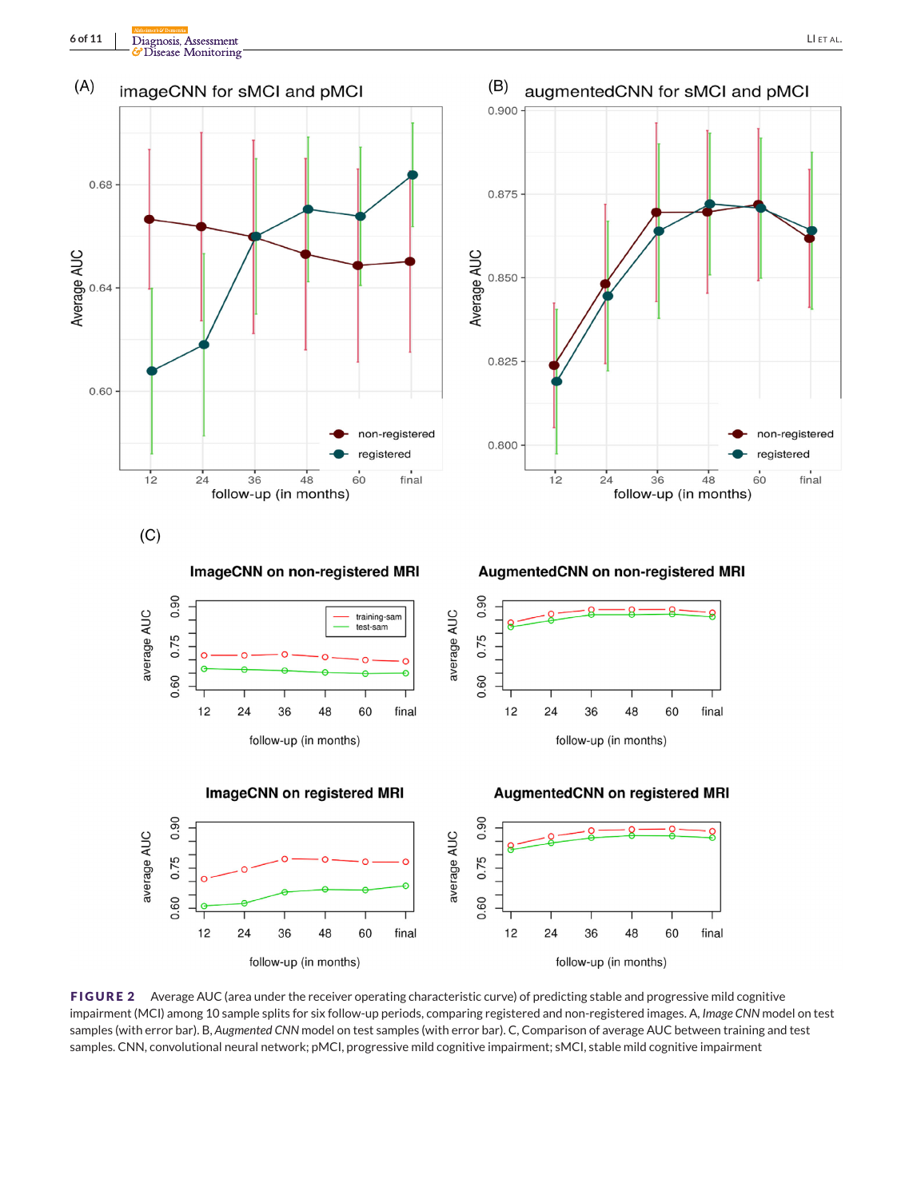**FIGURE 2** Average AUC (area under the receiver operating characteristic curve) of predicting stable and progressive mild cognitive impairment (MCI) among 10 sample splits for six follow-up periods, comparing registered and non-registered images. A, *Image CNN* model on test samples (with error bar). B, *Augmented CNN* model on test samples (with error bar). C, Comparison of average AUC between training and test samples. CNN, convolutional neural network; pMCI, progressive mild cognitive impairment; sMCI, stable mild cognitive impairment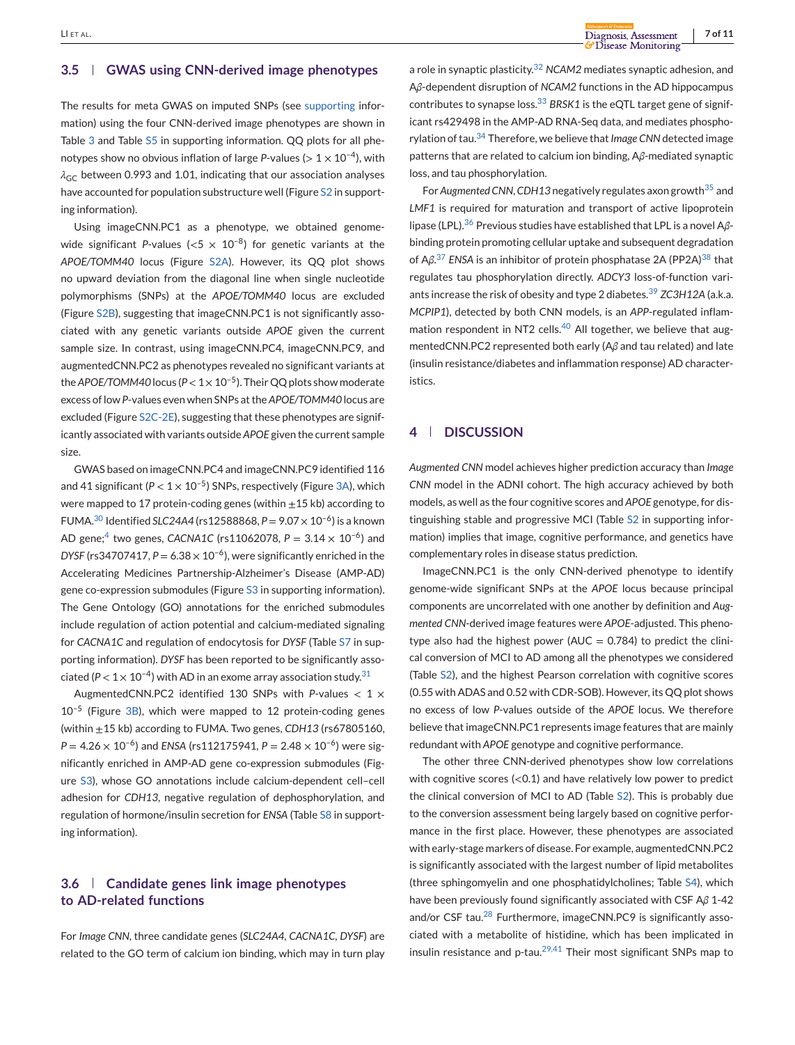### 3.5 | GWAS using CNN-derived image phenotypes

The results for meta GWAS on imputed SNPs (see supporting information) using the four CNN-derived image phenotypes are shown in Table 3 and Table S5 in supporting information. QQ plots for all phenotypes show no obvious inflation of large *P*-values ($> 1 \times 10^{-4}$), with $\lambda_{GC}$ between 0.993 and 1.01, indicating that our association analyses have accounted for population substructure well (Figure S2 in supporting information).

Using imageCNN.PC1 as a phenotype, we obtained genome-wide significant *P*-values ($<5 \times 10^{-8}$) for genetic variants at the *APOE/TOMM40* locus (Figure S2A). However, its QQ plot shows no upward deviation from the diagonal line when single nucleotide polymorphisms (SNPs) at the *APOE/TOMM40* locus are excluded (Figure S2B), suggesting that imageCNN.PC1 is not significantly associated with any genetic variants outside *APOE* given the current sample size. In contrast, using imageCNN.PC4, imageCNN.PC9, and augmentedCNN.PC2 as phenotypes revealed no significant variants at the *APOE/TOMM40* locus ($P < 1 \times 10^{-5}$). Their QQ plots show moderate excess of low *P*-values even when SNPs at the *APOE/TOMM40* locus are excluded (Figure S2C-2E), suggesting that these phenotypes are significantly associated with variants outside *APOE* given the current sample size.

GWAS based on imageCNN.PC4 and imageCNN.PC9 identified 116 and 41 significant ($P < 1 \times 10^{-5}$) SNPs, respectively (Figure 3A), which were mapped to 17 protein-coding genes (within ±15 kb) according to FUMA.[30] Identified *SLC24A4* (rs12588868, $P = 9.07 \times 10^{-6}$) is a known AD gene;[4] two genes, *CACNA1C* (rs11062078, $P = 3.14 \times 10^{-6}$) and *DYSF* (rs34707417, $P = 6.38 \times 10^{-6}$), were significantly enriched in the Accelerating Medicines Partnership-Alzheimer's Disease (AMP-AD) gene co-expression submodules (Figure S3 in supporting information). The Gene Ontology (GO) annotations for the enriched submodules include regulation of action potential and calcium-mediated signaling for *CACNA1C* and regulation of endocytosis for *DYSF* (Table S7 in supporting information). *DYSF* has been reported to be significantly associated ($P < 1 \times 10^{-4}$) with AD in an exome array association study.[31]

AugmentedCNN.PC2 identified 130 SNPs with *P*-values $< 1 \times 10^{-5}$ (Figure 3B), which were mapped to 12 protein-coding genes (within ±15 kb) according to FUMA. Two genes, *CDH13* (rs67805160, $P = 4.26 \times 10^{-6}$) and *ENSA* (rs112175941, $P = 2.48 \times 10^{-6}$) were significantly enriched in AMP-AD gene co-expression submodules (Figure S3), whose GO annotations include calcium-dependent cell–cell adhesion for *CDH13*, negative regulation of dephosphorylation, and regulation of hormone/insulin secretion for *ENSA* (Table S8 in supporting information).

### 3.6 | Candidate genes link image phenotypes to AD-related functions

For *Image CNN*, three candidate genes (*SLC24A4*, *CACNA1C*, *DYSF*) are related to the GO term of calcium ion binding, which may in turn play a role in synaptic plasticity.[32] *NCAM2* mediates synaptic adhesion, and Aβ-dependent disruption of *NCAM2* functions in the AD hippocampus contributes to synapse loss.[33] *BRSK1* is the eQTL target gene of significant rs429498 in the AMP-AD RNA-Seq data, and mediates phosphorylation of tau.[34] Therefore, we believe that *Image CNN* detected image patterns that are related to calcium ion binding, Aβ-mediated synaptic loss, and tau phosphorylation.

For *Augmented CNN*, *CDH13* negatively regulates axon growth[35] and *LMF1* is required for maturation and transport of active lipoprotein lipase (LPL).[36] Previous studies have established that LPL is a novel Aβ-binding protein promoting cellular uptake and subsequent degradation of Aβ.[37] *ENSA* is an inhibitor of protein phosphatase 2A (PP2A)[38] that regulates tau phosphorylation directly. *ADCY3* loss-of-function variants increase the risk of obesity and type 2 diabetes.[39] *ZC3H12A* (a.k.a. *MCPIP1*), detected by both CNN models, is an *APP*-regulated inflammation respondent in NT2 cells.[40] All together, we believe that augmentedCNN.PC2 represented both early (Aβ and tau related) and late (insulin resistance/diabetes and inflammation response) AD characteristics.

## 4 | DISCUSSION

*Augmented CNN* model achieves higher prediction accuracy than *Image CNN* model in the ADNI cohort. The high accuracy achieved by both models, as well as the four cognitive scores and *APOE* genotype, for distinguishing stable and progressive MCI (Table S2 in supporting information) implies that image, cognitive performance, and genetics have complementary roles in disease status prediction.

ImageCNN.PC1 is the only CNN-derived phenotype to identify genome-wide significant SNPs at the *APOE* locus because principal components are uncorrelated with one another by definition and *Augmented CNN*-derived image features were *APOE*-adjusted. This phenotype also had the highest power (AUC = 0.784) to predict the clinical conversion of MCI to AD among all the phenotypes we considered (Table S2), and the highest Pearson correlation with cognitive scores (0.55 with ADAS and 0.52 with CDR-SOB). However, its QQ plot shows no excess of low *P*-values outside of the *APOE* locus. We therefore believe that imageCNN.PC1 represents image features that are mainly redundant with *APOE* genotype and cognitive performance.

The other three CNN-derived phenotypes show low correlations with cognitive scores (<0.1) and have relatively low power to predict the clinical conversion of MCI to AD (Table S2). This is probably due to the conversion assessment being largely based on cognitive performance in the first place. However, these phenotypes are associated with early-stage markers of disease. For example, augmentedCNN.PC2 is significantly associated with the largest number of lipid metabolites (three sphingomyelin and one phosphatidylcholines; Table S4), which have been previously found significantly associated with CSF Aβ 1-42 and/or CSF tau.[28] Furthermore, imageCNN.PC9 is significantly associated with a metabolite of histidine, which has been implicated in insulin resistance and p-tau.[29,41] Their most significant SNPs map to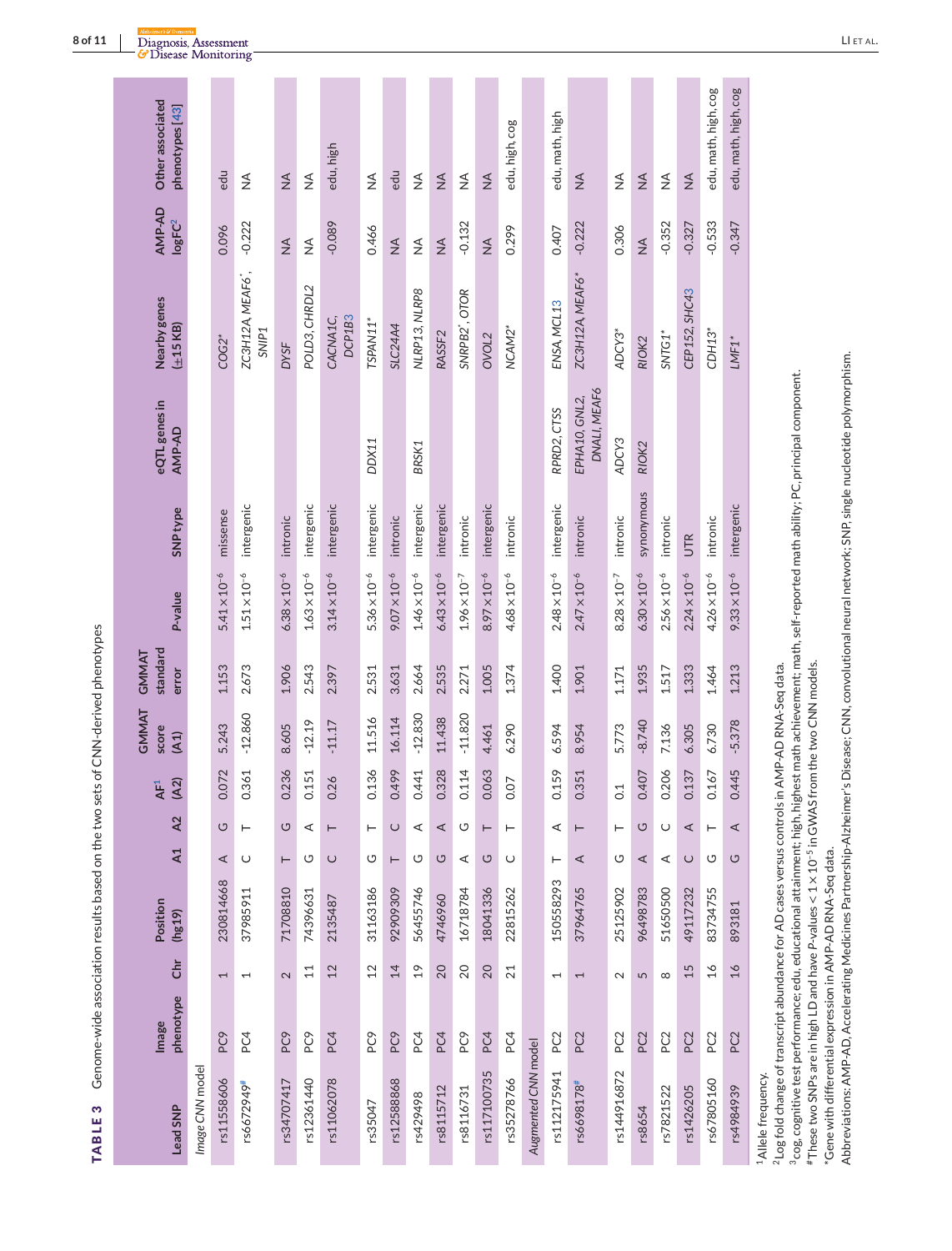**TABLE 3** Genome-wide association results based on the two sets of CNN-derived phenotypes

| Lead SNP | Image phenotype | Chr | Position (hg19) | A1 | A2 | AF[1] (A2) | GMMAT score (A1) | GMMAT standard error | P-value | SNP type | eQTL genes in AMP-AD | Nearby genes (±15 KB) | AMP-AD $\log FC$[2] | Other associated phenotypes [43] |
|---|---|---|---|---|---|---|---|---|---|---|---|---|---|---|
| *Image CNN model* | | | | | | | | | | | | | | |
| rs11558606 | PC9 | 1 | 230814668 | A | G | 0.072 | 5.243 | 1.153 | $5.41\times10^{-6}$ | missense | | *COG2** | 0.096 | edu |
| rs6672949[#] | PC4 | 1 | 37985911 | C | T | 0.361 | -12.860 | 2.673 | $1.51\times10^{-6}$ | intergenic | | *ZC3H12A, MEAF6*, SNIP1* | -0.222 | NA |
| rs34707417 | PC9 | 2 | 71708810 | T | G | 0.236 | 8.605 | 1.906 | $6.38\times10^{-6}$ | intronic | | *DYSF* | NA | NA |
| rs12361440 | PC9 | 11 | 74396631 | G | A | 0.151 | -12.19 | 2.543 | $1.63\times10^{-6}$ | intergenic | | *POLD3, CHRDL2* | NA | NA |
| rs11062078 | PC4 | 12 | 2135487 | C | T | 0.26 | -11.17 | 2.397 | $3.14\times10^{-6}$ | intergenic | | *CACNA1C, DCP1B3* | -0.089 | edu, high |
| rs35047 | PC9 | 12 | 31163186 | G | T | 0.136 | 11.516 | 2.531 | $5.36\times10^{-6}$ | intergenic | *DDX11* | *TSPAN11** | 0.466 | NA |
| rs12588868 | PC9 | 14 | 92909309 | T | C | 0.499 | 16.114 | 3.631 | $9.07\times10^{-6}$ | intronic | | *SLC24A4* | NA | edu |
| rs429498 | PC4 | 19 | 56455746 | G | A | 0.441 | -12.830 | 2.664 | $1.46\times10^{-6}$ | intergenic | *BRSK1* | *NLRP13, NLRP8* | NA | NA |
| rs8115712 | PC4 | 20 | 4746960 | G | A | 0.328 | 11.438 | 2.535 | $6.43\times10^{-6}$ | intergenic | | *RASSF2* | NA | NA |
| rs8116731 | PC9 | 20 | 16718784 | A | G | 0.114 | -11.820 | 2.271 | $1.96\times10^{-7}$ | intronic | | *SNRPB2*, OTOR* | -0.132 | NA |
| rs117100735 | PC4 | 20 | 18041336 | G | T | 0.063 | 4.461 | 1.005 | $8.97\times10^{-6}$ | intergenic | | *OVOL2* | NA | NA |
| rs35278766 | PC4 | 21 | 22815262 | C | T | 0.07 | 6.290 | 1.374 | $4.68\times10^{-6}$ | intronic | | *NCAM2** | 0.299 | edu, high, cog |
| *Augmented CNN model* | | | | | | | | | | | | | | |
| rs112175941 | PC2 | 1 | 150558293 | T | A | 0.159 | 6.594 | 1.400 | $2.48\times10^{-6}$ | intergenic | *RPRD2, CTSS* | *ENSA, MCL13* | 0.407 | edu, math, high |
| rs6698178[#] | PC2 | 1 | 37964765 | A | T | 0.351 | 8.954 | 1.901 | $2.47\times10^{-6}$ | intronic | *EPHA10, GNL2, DNALI, MEAF6* | *ZC3H12A, MEAF6** | -0.222 | NA |
| rs144916872 | PC2 | 2 | 25125902 | G | T | 0.1 | 5.773 | 1.171 | $8.28\times10^{-7}$ | intronic | *ADCY3* | *ADCY3** | 0.306 | NA |
| rs8654 | PC2 | 5 | 96498783 | A | G | 0.407 | -8.740 | 1.935 | $6.30\times10^{-6}$ | synonymous | *RIOK2* | *RIOK2* | NA | NA |
| rs7821522 | PC2 | 8 | 51650500 | A | C | 0.206 | 7.136 | 1.517 | $2.56\times10^{-6}$ | intronic | | *SNTG1** | -0.352 | NA |
| rs1426205 | PC2 | 15 | 49117232 | C | A | 0.137 | 6.305 | 1.333 | $2.24\times10^{-6}$ | UTR | | *CEP152, SHC43* | -0.327 | NA |
| rs67805160 | PC2 | 16 | 83734755 | G | T | 0.167 | 6.730 | 1.464 | $4.26\times10^{-6}$ | intronic | | *CDH13** | -0.533 | edu, math, high, cog |
| rs4984939 | PC2 | 16 | 893181 | G | A | 0.445 | -5.378 | 1.213 | $9.33\times10^{-6}$ | intergenic | | *LMF1** | -0.347 | edu, math, high, cog |

[1]Allele frequency.
[2]Log fold change of transcript abundance for AD cases versus controls in AMP-AD RNA-Seq data.
[3]cog, cognitive test performance; edu, educational attainment; high, highest math achievement; math, self-reported math ability; PC, principal component.
[#]These two SNPs are in high LD and have P-values $< 1\times10^{-5}$ in GWAS from the two CNN models.
*Gene with differential expression in AMP-AD RNA-Seq data.
Abbreviations: AMP-AD, Accelerating Medicines Partnership-Alzheimer's Disease; CNN, convolutional neural network; SNP, single nucleotide polymorphism.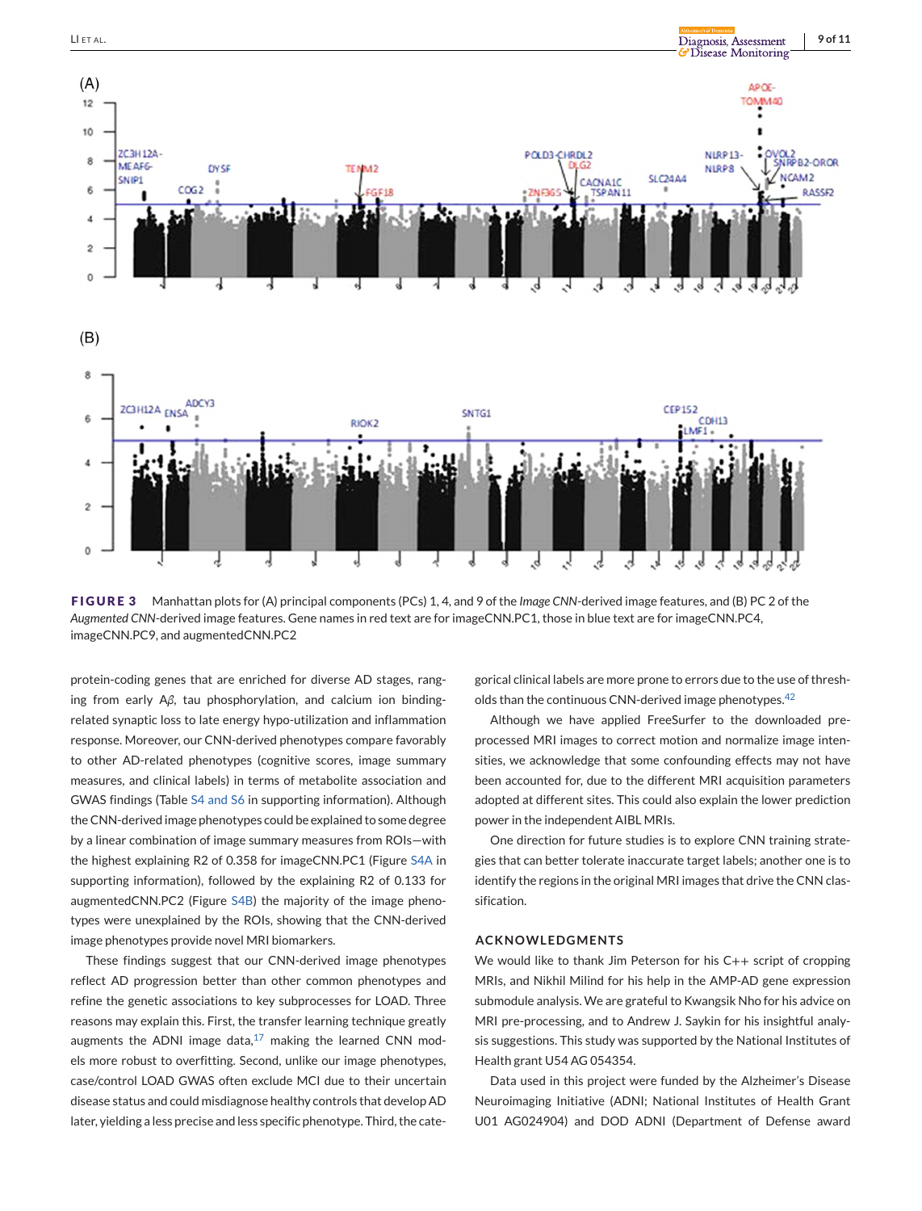**FIGURE 3** Manhattan plots for (A) principal components (PCs) 1, 4, and 9 of the *Image CNN*-derived image features, and (B) PC 2 of the *Augmented CNN*-derived image features. Gene names in red text are for imageCNN.PC1, those in blue text are for imageCNN.PC4, imageCNN.PC9, and augmentedCNN.PC2

protein-coding genes that are enriched for diverse AD stages, ranging from early A$\beta$, tau phosphorylation, and calcium ion binding-related synaptic loss to late energy hypo-utilization and inflammation response. Moreover, our CNN-derived phenotypes compare favorably to other AD-related phenotypes (cognitive scores, image summary measures, and clinical labels) in terms of metabolite association and GWAS findings (Table S4 and S6 in supporting information). Although the CNN-derived image phenotypes could be explained to some degree by a linear combination of image summary measures from ROIs—with the highest explaining R2 of 0.358 for imageCNN.PC1 (Figure S4A in supporting information), followed by the explaining R2 of 0.133 for augmentedCNN.PC2 (Figure S4B) the majority of the image phenotypes were unexplained by the ROIs, showing that the CNN-derived image phenotypes provide novel MRI biomarkers.

These findings suggest that our CNN-derived image phenotypes reflect AD progression better than other common phenotypes and refine the genetic associations to key subprocesses for LOAD. Three reasons may explain this. First, the transfer learning technique greatly augments the ADNI image data,[17] making the learned CNN models more robust to overfitting. Second, unlike our image phenotypes, case/control LOAD GWAS often exclude MCI due to their uncertain disease status and could misdiagnose healthy controls that develop AD later, yielding a less precise and less specific phenotype. Third, the categorical clinical labels are more prone to errors due to the use of thresholds than the continuous CNN-derived image phenotypes.[42]

Although we have applied FreeSurfer to the downloaded pre-processed MRI images to correct motion and normalize image intensities, we acknowledge that some confounding effects may not have been accounted for, due to the different MRI acquisition parameters adopted at different sites. This could also explain the lower prediction power in the independent AIBL MRIs.

One direction for future studies is to explore CNN training strategies that can better tolerate inaccurate target labels; another one is to identify the regions in the original MRI images that drive the CNN classification.

## ACKNOWLEDGMENTS

We would like to thank Jim Peterson for his C++ script of cropping MRIs, and Nikhil Milind for his help in the AMP-AD gene expression submodule analysis. We are grateful to Kwangsik Nho for his advice on MRI pre-processing, and to Andrew J. Saykin for his insightful analysis suggestions. This study was supported by the National Institutes of Health grant U54 AG 054354.

Data used in this project were funded by the Alzheimer's Disease Neuroimaging Initiative (ADNI; National Institutes of Health Grant U01 AG024904) and DOD ADNI (Department of Defense award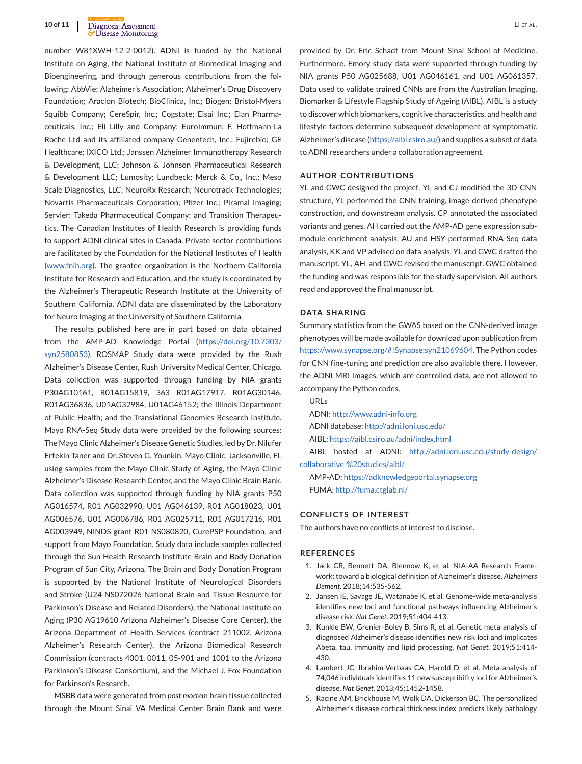number W81XWH-12-2-0012). ADNI is funded by the National Institute on Aging, the National Institute of Biomedical Imaging and Bioengineering, and through generous contributions from the following: AbbVie; Alzheimer's Association; Alzheimer's Drug Discovery Foundation; Araclon Biotech; BioClinica, Inc.; Biogen; Bristol-Myers Squibb Company; CereSpir, Inc.; Cogstate; Eisai Inc.; Elan Pharmaceuticals, Inc.; Eli Lilly and Company; EuroImmun; F. Hoffmann-La Roche Ltd and its affiliated company Genentech, Inc.; Fujirebio; GE Healthcare; IXICO Ltd.; Janssen Alzheimer Immunotherapy Research & Development, LLC; Johnson & Johnson Pharmaceutical Research & Development LLC; Lumosity; Lundbeck; Merck & Co., Inc.; Meso Scale Diagnostics, LLC; NeuroRx Research; Neurotrack Technologies; Novartis Pharmaceuticals Corporation; Pfizer Inc.; Piramal Imaging; Servier; Takeda Pharmaceutical Company; and Transition Therapeutics. The Canadian Institutes of Health Research is providing funds to support ADNI clinical sites in Canada. Private sector contributions are facilitated by the Foundation for the National Institutes of Health (www.fnih.org). The grantee organization is the Northern California Institute for Research and Education, and the study is coordinated by the Alzheimer's Therapeutic Research Institute at the University of Southern California. ADNI data are disseminated by the Laboratory for Neuro Imaging at the University of Southern California.

The results published here are in part based on data obtained from the AMP-AD Knowledge Portal (https://doi.org/10.7303/syn2580853). ROSMAP Study data were provided by the Rush Alzheimer's Disease Center, Rush University Medical Center, Chicago. Data collection was supported through funding by NIA grants P30AG10161, R01AG15819, 363 R01AG17917, R01AG30146, R01AG36836, U01AG32984, U01AG46152; the Illinois Department of Public Health; and the Translational Genomics Research Institute. Mayo RNA-Seq Study data were provided by the following sources: The Mayo Clinic Alzheimer's Disease Genetic Studies, led by Dr. Nilufer Ertekin-Taner and Dr. Steven G. Younkin, Mayo Clinic, Jacksonville, FL using samples from the Mayo Clinic Study of Aging, the Mayo Clinic Alzheimer's Disease Research Center, and the Mayo Clinic Brain Bank. Data collection was supported through funding by NIA grants P50 AG016574, R01 AG032990, U01 AG046139, R01 AG018023, U01 AG006576, U01 AG006786, R01 AG025711, R01 AG017216, R01 AG003949, NINDS grant R01 NS080820, CurePSP Foundation, and support from Mayo Foundation. Study data include samples collected through the Sun Health Research Institute Brain and Body Donation Program of Sun City, Arizona. The Brain and Body Donation Program is supported by the National Institute of Neurological Disorders and Stroke (U24 NS072026 National Brain and Tissue Resource for Parkinson's Disease and Related Disorders), the National Institute on Aging (P30 AG19610 Arizona Alzheimer's Disease Core Center), the Arizona Department of Health Services (contract 211002, Arizona Alzheimer's Research Center), the Arizona Biomedical Research Commission (contracts 4001, 0011, 05-901 and 1001 to the Arizona Parkinson's Disease Consortium), and the Michael J. Fox Foundation for Parkinson's Research.

MSBB data were generated from *post mortem* brain tissue collected through the Mount Sinai VA Medical Center Brain Bank and were provided by Dr. Eric Schadt from Mount Sinai School of Medicine. Furthermore, Emory study data were supported through funding by NIA grants P50 AG025688, U01 AG046161, and U01 AG061357. Data used to validate trained CNNs are from the Australian Imaging, Biomarker & Lifestyle Flagship Study of Ageing (AIBL). AIBL is a study to discover which biomarkers, cognitive characteristics, and health and lifestyle factors determine subsequent development of symptomatic Alzheimer's disease (https://aibl.csiro.au/) and supplies a subset of data to ADNI researchers under a collaboration agreement.

## AUTHOR CONTRIBUTIONS

YL and GWC designed the project. YL and CJ modified the 3D-CNN structure, YL performed the CNN training, image-derived phenotype construction, and downstream analysis. CP annotated the associated variants and genes, AH carried out the AMP-AD gene expression sub-module enrichment analysis, AU and HSY performed RNA-Seq data analysis, KK and VP advised on data analysis. YL and GWC drafted the manuscript. YL, AH, and GWC revised the manuscript. GWC obtained the funding and was responsible for the study supervision. All authors read and approved the final manuscript.

## DATA SHARING

Summary statistics from the GWAS based on the CNN-derived image phenotypes will be made available for download upon publication from https://www.synapse.org/#!Synapse:syn21069604. The Python codes for CNN fine-tuning and prediction are also available there. However, the ADNI MRI images, which are controlled data, are not allowed to accompany the Python codes.

URLs

ADNI: http://www.adni-info.org

ADNI database: http://adni.loni.usc.edu/

AIBL: https://aibl.csiro.au/adni/index.html

AIBL hosted at ADNI: http://adni.loni.usc.edu/study-design/collaborative-%20studies/aibl/

AMP-AD: https://adknowledgeportal.synapse.org

FUMA: http://fuma.ctglab.nl/

## CONFLICTS OF INTEREST

The authors have no conflicts of interest to disclose.

## REFERENCES

1. Jack CR, Bennett DA, Blennow K, et al. NIA-AA Research Framework: toward a biological definition of Alzheimer's disease. *Alzheimers Dement*. 2018;14:535-562.
2. Jansen IE, Savage JE, Watanabe K, et al. Genome-wide meta-analysis identifies new loci and functional pathways influencing Alzheimer's disease risk. *Nat Genet*. 2019;51:404-413.
3. Kunkle BW, Grenier-Boley B, Sims R, et al. Genetic meta-analysis of diagnosed Alzheimer's disease identifies new risk loci and implicates Abeta, tau, immunity and lipid processing. *Nat Genet*. 2019;51:414-430.
4. Lambert JC, Ibrahim-Verbaas CA, Harold D, et al. Meta-analysis of 74,046 individuals identifies 11 new susceptibility loci for Alzheimer's disease. *Nat Genet*. 2013;45:1452-1458.
5. Racine AM, Brickhouse M, Wolk DA, Dickerson BC. The personalized Alzheimer's disease cortical thickness index predicts likely pathology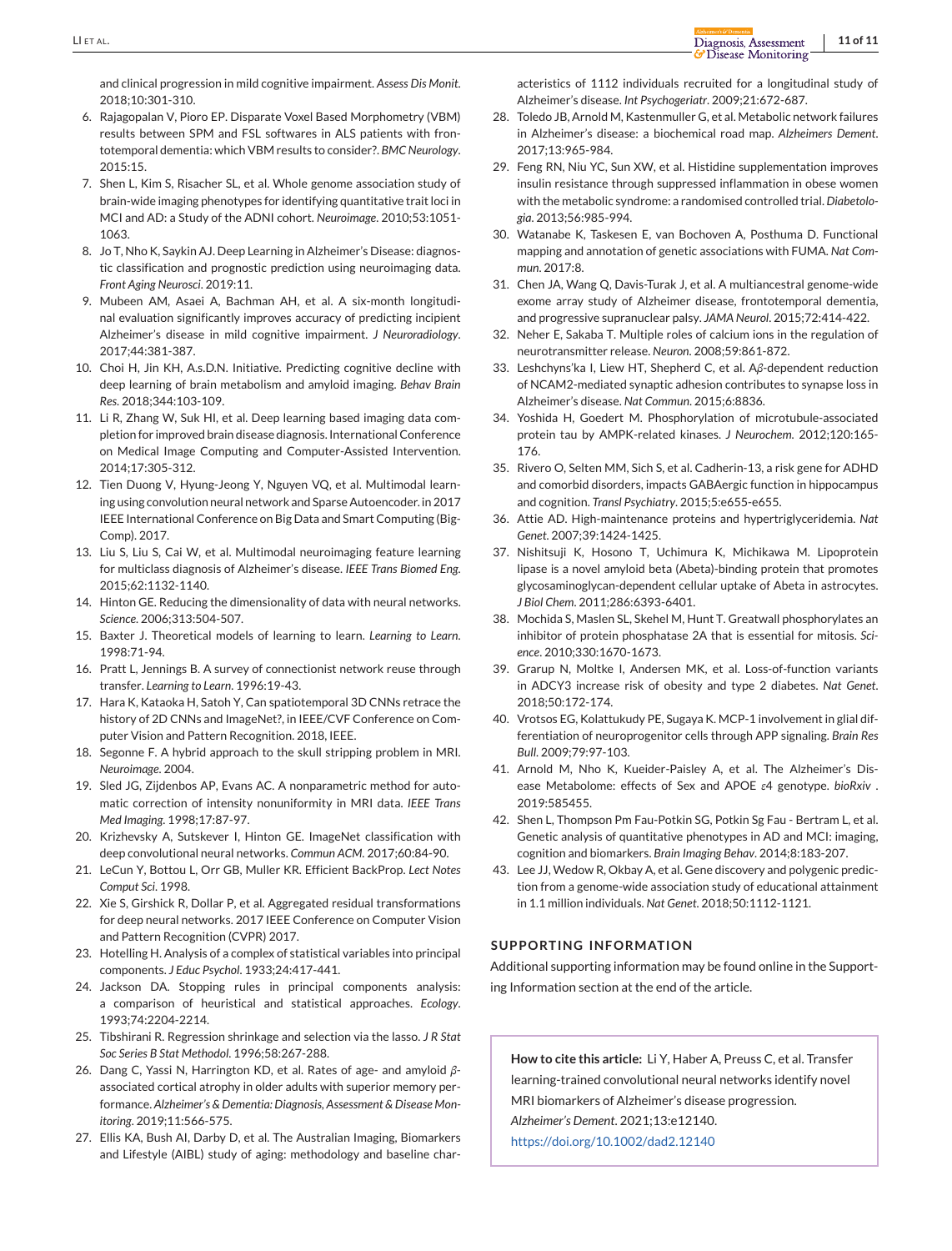and clinical progression in mild cognitive impairment. *Assess Dis Monit*. 2018;10:301-310.

6. Rajagopalan V, Pioro EP. Disparate Voxel Based Morphometry (VBM) results between SPM and FSL softwares in ALS patients with frontotemporal dementia: which VBM results to consider?. *BMC Neurology*. 2015:15.
7. Shen L, Kim S, Risacher SL, et al. Whole genome association study of brain-wide imaging phenotypes for identifying quantitative trait loci in MCI and AD: a Study of the ADNI cohort. *Neuroimage*. 2010;53:1051-1063.
8. Jo T, Nho K, Saykin AJ. Deep Learning in Alzheimer's Disease: diagnostic classification and prognostic prediction using neuroimaging data. *Front Aging Neurosci*. 2019:11.
9. Mubeen AM, Asaei A, Bachman AH, et al. A six-month longitudinal evaluation significantly improves accuracy of predicting incipient Alzheimer's disease in mild cognitive impairment. *J Neuroradiology*. 2017;44:381-387.
10. Choi H, Jin KH, A.s.D.N. Initiative. Predicting cognitive decline with deep learning of brain metabolism and amyloid imaging. *Behav Brain Res*. 2018;344:103-109.
11. Li R, Zhang W, Suk HI, et al. Deep learning based imaging data completion for improved brain disease diagnosis. International Conference on Medical Image Computing and Computer-Assisted Intervention. 2014;17:305-312.
12. Tien Duong V, Hyung-Jeong Y, Nguyen VQ, et al. Multimodal learning using convolution neural network and Sparse Autoencoder. in 2017 IEEE International Conference on Big Data and Smart Computing (BigComp). 2017.
13. Liu S, Liu S, Cai W, et al. Multimodal neuroimaging feature learning for multiclass diagnosis of Alzheimer's disease. *IEEE Trans Biomed Eng*. 2015;62:1132-1140.
14. Hinton GE. Reducing the dimensionality of data with neural networks. *Science*. 2006;313:504-507.
15. Baxter J. Theoretical models of learning to learn. *Learning to Learn*. 1998:71-94.
16. Pratt L, Jennings B. A survey of connectionist network reuse through transfer. *Learning to Learn*. 1996:19-43.
17. Hara K, Kataoka H, Satoh Y, Can spatiotemporal 3D CNNs retrace the history of 2D CNNs and ImageNet?, in IEEE/CVF Conference on Computer Vision and Pattern Recognition. 2018, IEEE.
18. Segonne F. A hybrid approach to the skull stripping problem in MRI. *Neuroimage*. 2004.
19. Sled JG, Zijdenbos AP, Evans AC. A nonparametric method for automatic correction of intensity nonuniformity in MRI data. *IEEE Trans Med Imaging*. 1998;17:87-97.
20. Krizhevsky A, Sutskever I, Hinton GE. ImageNet classification with deep convolutional neural networks. *Commun ACM*. 2017;60:84-90.
21. LeCun Y, Bottou L, Orr GB, Muller KR. Efficient BackProp. *Lect Notes Comput Sci*. 1998.
22. Xie S, Girshick R, Dollar P, et al. Aggregated residual transformations for deep neural networks. 2017 IEEE Conference on Computer Vision and Pattern Recognition (CVPR) 2017.
23. Hotelling H. Analysis of a complex of statistical variables into principal components. *J Educ Psychol*. 1933;24:417-441.
24. Jackson DA. Stopping rules in principal components analysis: a comparison of heuristical and statistical approaches. *Ecology*. 1993;74:2204-2214.
25. Tibshirani R. Regression shrinkage and selection via the lasso. *J R Stat Soc Series B Stat Methodol*. 1996;58:267-288.
26. Dang C, Yassi N, Harrington KD, et al. Rates of age- and amyloid $\beta$-associated cortical atrophy in older adults with superior memory performance. *Alzheimer's & Dementia: Diagnosis, Assessment & Disease Monitoring*. 2019;11:566-575.
27. Ellis KA, Bush AI, Darby D, et al. The Australian Imaging, Biomarkers and Lifestyle (AIBL) study of aging: methodology and baseline characteristics of 1112 individuals recruited for a longitudinal study of Alzheimer's disease. *Int Psychogeriatr*. 2009;21:672-687.
28. Toledo JB, Arnold M, Kastenmuller G, et al. Metabolic network failures in Alzheimer's disease: a biochemical road map. *Alzheimers Dement*. 2017;13:965-984.
29. Feng RN, Niu YC, Sun XW, et al. Histidine supplementation improves insulin resistance through suppressed inflammation in obese women with the metabolic syndrome: a randomised controlled trial. *Diabetologia*. 2013;56:985-994.
30. Watanabe K, Taskesen E, van Bochoven A, Posthuma D. Functional mapping and annotation of genetic associations with FUMA. *Nat Commun*. 2017:8.
31. Chen JA, Wang Q, Davis-Turak J, et al. A multiancestral genome-wide exome array study of Alzheimer disease, frontotemporal dementia, and progressive supranuclear palsy. *JAMA Neurol*. 2015;72:414-422.
32. Neher E, Sakaba T. Multiple roles of calcium ions in the regulation of neurotransmitter release. *Neuron*. 2008;59:861-872.
33. Leshchyns'ka I, Liew HT, Shepherd C, et al. Aβ-dependent reduction of NCAM2-mediated synaptic adhesion contributes to synapse loss in Alzheimer's disease. *Nat Commun*. 2015;6:8836.
34. Yoshida H, Goedert M. Phosphorylation of microtubule-associated protein tau by AMPK-related kinases. *J Neurochem*. 2012;120:165-176.
35. Rivero O, Selten MM, Sich S, et al. Cadherin-13, a risk gene for ADHD and comorbid disorders, impacts GABAergic function in hippocampus and cognition. *Transl Psychiatry*. 2015;5:e655-e655.
36. Attie AD. High-maintenance proteins and hypertriglyceridemia. *Nat Genet*. 2007;39:1424-1425.
37. Nishitsuji K, Hosono T, Uchimura K, Michikawa M. Lipoprotein lipase is a novel amyloid beta (Abeta)-binding protein that promotes glycosaminoglycan-dependent cellular uptake of Abeta in astrocytes. *J Biol Chem*. 2011;286:6393-6401.
38. Mochida S, Maslen SL, Skehel M, Hunt T. Greatwall phosphorylates an inhibitor of protein phosphatase 2A that is essential for mitosis. *Science*. 2010;330:1670-1673.
39. Grarup N, Moltke I, Andersen MK, et al. Loss-of-function variants in ADCY3 increase risk of obesity and type 2 diabetes. *Nat Genet*. 2018;50:172-174.
40. Vrotsos EG, Kolattukudy PE, Sugaya K. MCP-1 involvement in glial differentiation of neuroprogenitor cells through APP signaling. *Brain Res Bull*. 2009;79:97-103.
41. Arnold M, Nho K, Kueider-Paisley A, et al. The Alzheimer's Disease Metabolome: effects of Sex and APOE ε4 genotype. *bioRxiv* . 2019:585455.
42. Shen L, Thompson Pm Fau-Potkin SG, Potkin Sg Fau - Bertram L, et al. Genetic analysis of quantitative phenotypes in AD and MCI: imaging, cognition and biomarkers. *Brain Imaging Behav*. 2014;8:183-207.
43. Lee JJ, Wedow R, Okbay A, et al. Gene discovery and polygenic prediction from a genome-wide association study of educational attainment in 1.1 million individuals. *Nat Genet*. 2018;50:1112-1121.

## SUPPORTING INFORMATION

Additional supporting information may be found online in the Supporting Information section at the end of the article.

**How to cite this article:** Li Y, Haber A, Preuss C, et al. Transfer learning-trained convolutional neural networks identify novel MRI biomarkers of Alzheimer's disease progression. *Alzheimer's Dement*. 2021;13:e12140. https://doi.org/10.1002/dad2.12140